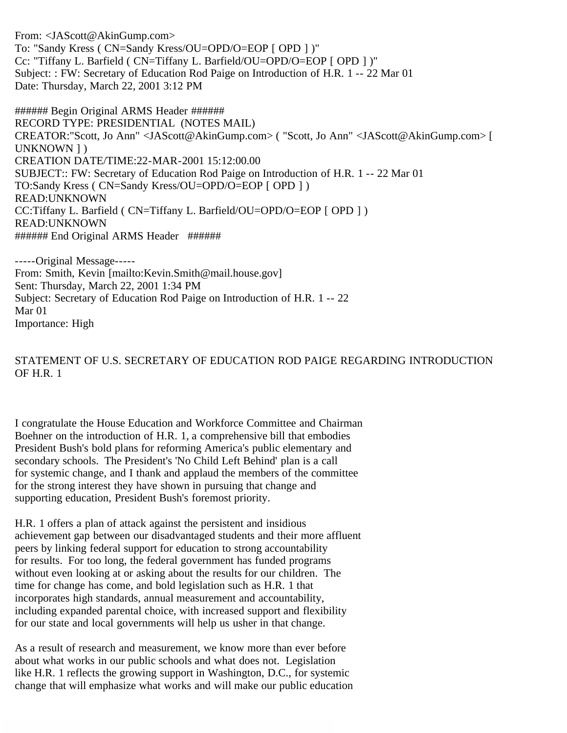From: <JAScott@AkinGump.com>
To: "Sandy Kress ( CN=Sandy Kress/OU=OPD/O=EOP [ OPD ] )"
Cc: "Tiffany L. Barfield ( CN=Tiffany L. Barfield/OU=OPD/O=EOP [ OPD ] )"
Subject: : FW: Secretary of Education Rod Paige on Introduction of H.R. 1 -- 22 Mar 01
Date: Thursday, March 22, 2001 3:12 PM

###### Begin Original ARMS Header ######
RECORD TYPE: PRESIDENTIAL (NOTES MAIL)
CREATOR:"Scott, Jo Ann" <JAScott@AkinGump.com> ( "Scott, Jo Ann" <JAScott@AkinGump.com> [ UNKNOWN ] )
CREATION DATE/TIME:22-MAR-2001 15:12:00.00
SUBJECT:: FW: Secretary of Education Rod Paige on Introduction of H.R. 1 -- 22 Mar 01
TO:Sandy Kress ( CN=Sandy Kress/OU=OPD/O=EOP [ OPD ] )
READ:UNKNOWN
CC:Tiffany L. Barfield ( CN=Tiffany L. Barfield/OU=OPD/O=EOP [ OPD ] )
READ:UNKNOWN
###### End Original ARMS Header ######

-----Original Message-----
From: Smith, Kevin [mailto:Kevin.Smith@mail.house.gov]
Sent: Thursday, March 22, 2001 1:34 PM
Subject: Secretary of Education Rod Paige on Introduction of H.R. 1 -- 22 Mar 01
Importance: High

STATEMENT OF U.S. SECRETARY OF EDUCATION ROD PAIGE REGARDING INTRODUCTION OF H.R. 1

I congratulate the House Education and Workforce Committee and Chairman Boehner on the introduction of H.R. 1, a comprehensive bill that embodies President Bush's bold plans for reforming America's public elementary and secondary schools. The President's 'No Child Left Behind' plan is a call for systemic change, and I thank and applaud the members of the committee for the strong interest they have shown in pursuing that change and supporting education, President Bush's foremost priority.

H.R. 1 offers a plan of attack against the persistent and insidious achievement gap between our disadvantaged students and their more affluent peers by linking federal support for education to strong accountability for results. For too long, the federal government has funded programs without even looking at or asking about the results for our children. The time for change has come, and bold legislation such as H.R. 1 that incorporates high standards, annual measurement and accountability, including expanded parental choice, with increased support and flexibility for our state and local governments will help us usher in that change.

As a result of research and measurement, we know more than ever before about what works in our public schools and what does not. Legislation like H.R. 1 reflects the growing support in Washington, D.C., for systemic change that will emphasize what works and will make our public education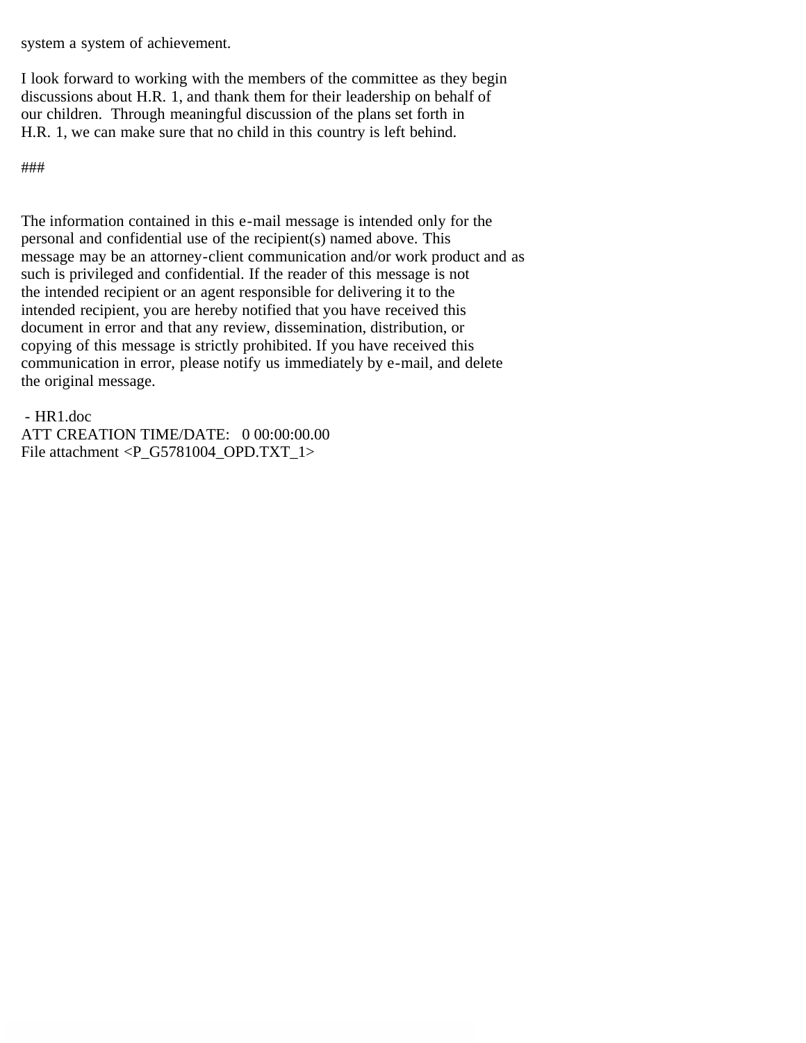system a system of achievement.

I look forward to working with the members of the committee as they begin discussions about H.R. 1, and thank them for their leadership on behalf of our children.  Through meaningful discussion of the plans set forth in H.R. 1, we can make sure that no child in this country is left behind.

###

The information contained in this e-mail message is intended only for the personal and confidential use of the recipient(s) named above. This message may be an attorney-client communication and/or work product and as such is privileged and confidential. If the reader of this message is not the intended recipient or an agent responsible for delivering it to the intended recipient, you are hereby notified that you have received this document in error and that any review, dissemination, distribution, or copying of this message is strictly prohibited. If you have received this communication in error, please notify us immediately by e-mail, and delete the original message.

 - HR1.doc
ATT CREATION TIME/DATE:   0 00:00:00.00
File attachment <P_G5781004_OPD.TXT_1>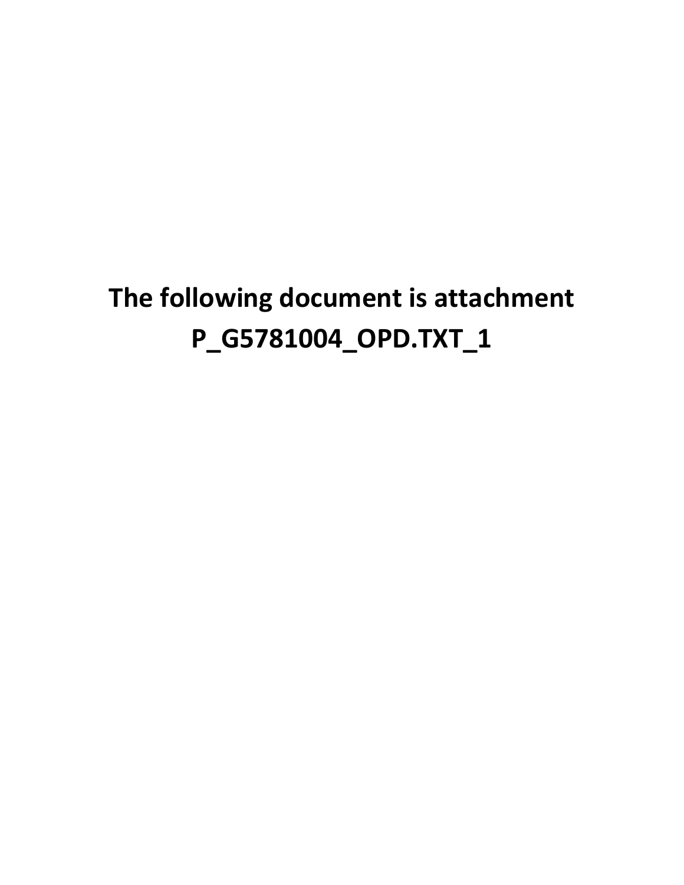**The following document is attachment P_G5781004_OPD.TXT_1**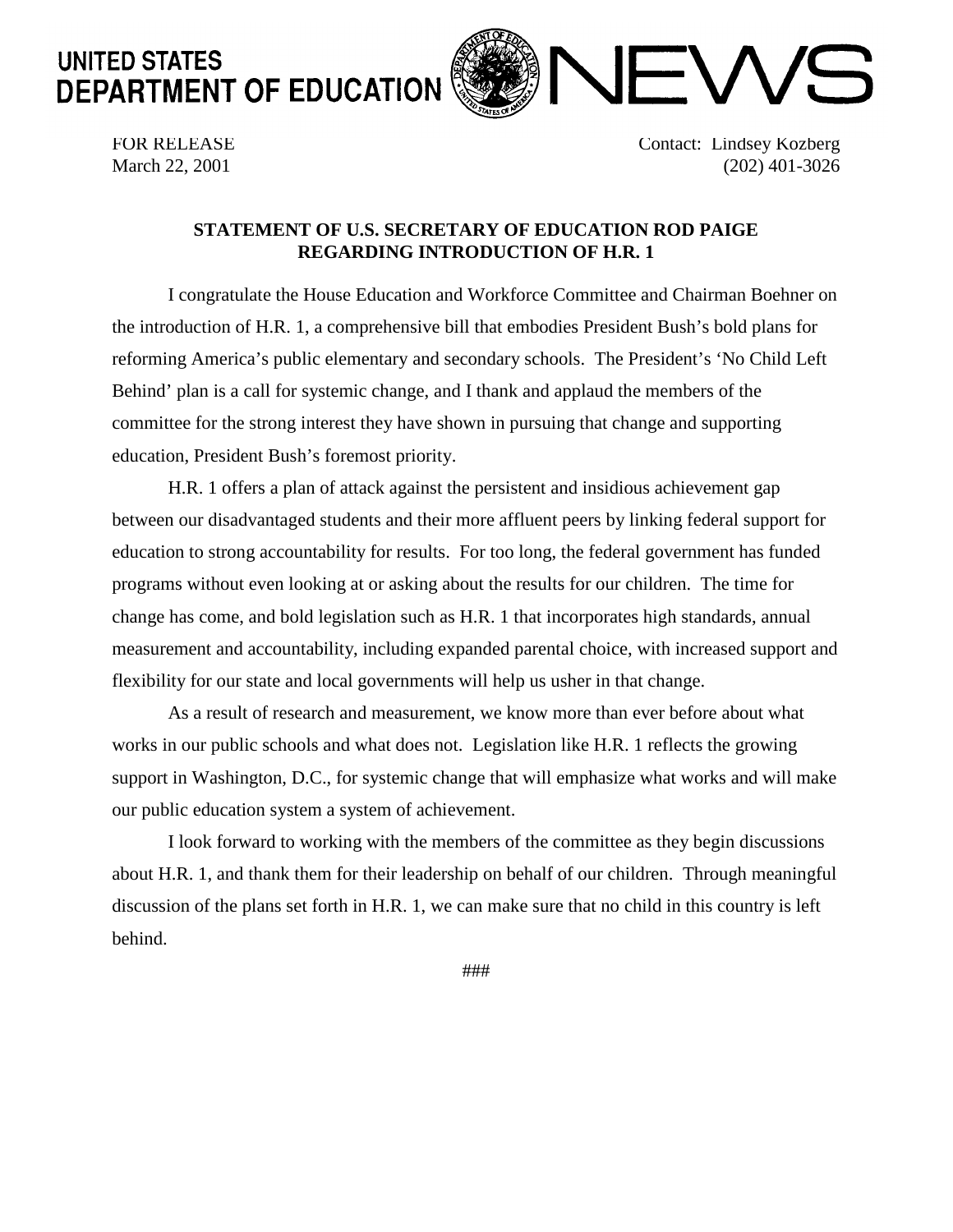UNITED STATES
DEPARTMENT OF EDUCATION NEWS

FOR RELEASE
March 22, 2001

Contact: Lindsey Kozberg
(202) 401-3026

**STATEMENT OF U.S. SECRETARY OF EDUCATION ROD PAIGE REGARDING INTRODUCTION OF H.R. 1**

I congratulate the House Education and Workforce Committee and Chairman Boehner on the introduction of H.R. 1, a comprehensive bill that embodies President Bush's bold plans for reforming America's public elementary and secondary schools. The President's 'No Child Left Behind' plan is a call for systemic change, and I thank and applaud the members of the committee for the strong interest they have shown in pursuing that change and supporting education, President Bush's foremost priority.

H.R. 1 offers a plan of attack against the persistent and insidious achievement gap between our disadvantaged students and their more affluent peers by linking federal support for education to strong accountability for results. For too long, the federal government has funded programs without even looking at or asking about the results for our children. The time for change has come, and bold legislation such as H.R. 1 that incorporates high standards, annual measurement and accountability, including expanded parental choice, with increased support and flexibility for our state and local governments will help us usher in that change.

As a result of research and measurement, we know more than ever before about what works in our public schools and what does not. Legislation like H.R. 1 reflects the growing support in Washington, D.C., for systemic change that will emphasize what works and will make our public education system a system of achievement.

I look forward to working with the members of the committee as they begin discussions about H.R. 1, and thank them for their leadership on behalf of our children. Through meaningful discussion of the plans set forth in H.R. 1, we can make sure that no child in this country is left behind.

###